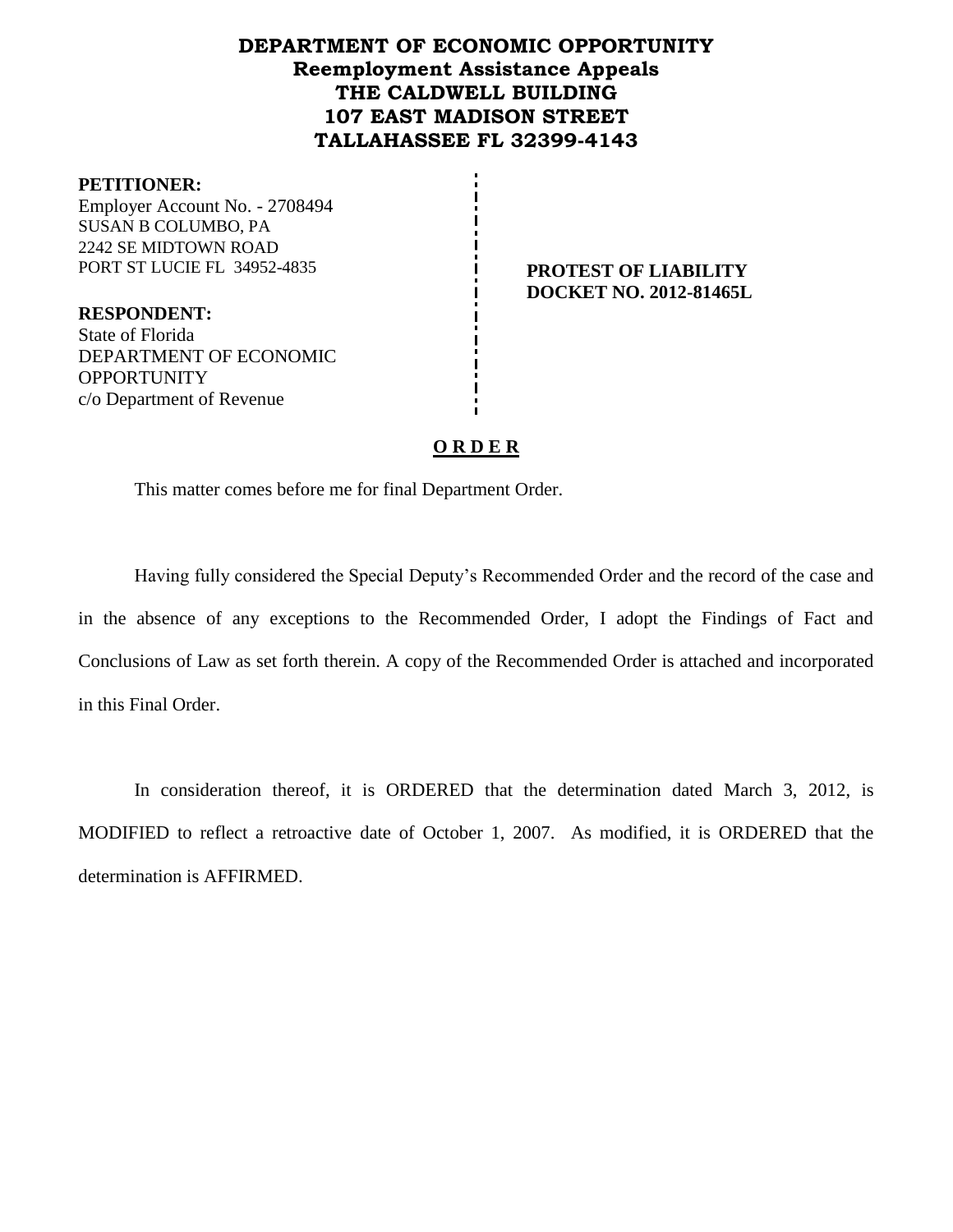# DEPARTMENT OF ECONOMIC OPPORTUNITY
## Reemployment Assistance Appeals
## THE CALDWELL BUILDING
## 107 EAST MADISON STREET
## TALLAHASSEE FL 32399-4143

**PETITIONER:**
Employer Account No. - 2708494
SUSAN B COLUMBO, PA
2242 SE MIDTOWN ROAD
PORT ST LUCIE FL 34952-4835

**RESPONDENT:**
State of Florida
DEPARTMENT OF ECONOMIC OPPORTUNITY
c/o Department of Revenue

**PROTEST OF LIABILITY**
**DOCKET NO. 2012-81465L**

**O R D E R**

This matter comes before me for final Department Order.

Having fully considered the Special Deputy's Recommended Order and the record of the case and in the absence of any exceptions to the Recommended Order, I adopt the Findings of Fact and Conclusions of Law as set forth therein. A copy of the Recommended Order is attached and incorporated in this Final Order.

In consideration thereof, it is ORDERED that the determination dated March 3, 2012, is MODIFIED to reflect a retroactive date of October 1, 2007. As modified, it is ORDERED that the determination is AFFIRMED.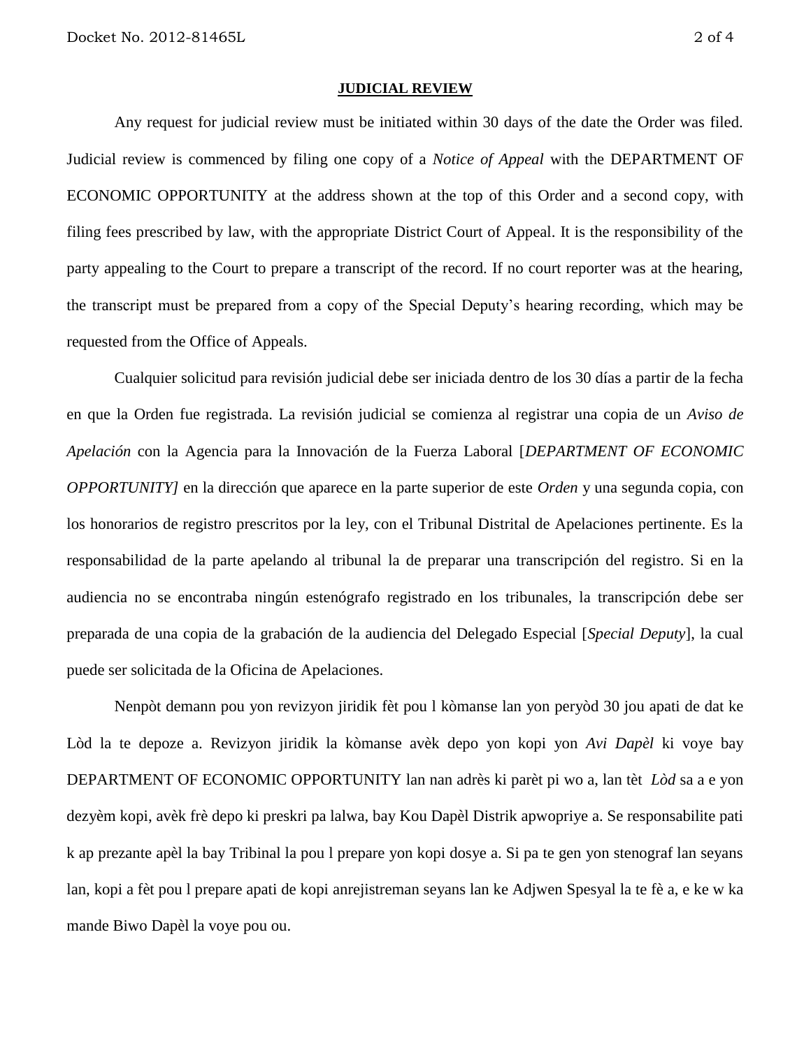## **JUDICIAL REVIEW**

Any request for judicial review must be initiated within 30 days of the date the Order was filed. Judicial review is commenced by filing one copy of a *Notice of Appeal* with the DEPARTMENT OF ECONOMIC OPPORTUNITY at the address shown at the top of this Order and a second copy, with filing fees prescribed by law, with the appropriate District Court of Appeal. It is the responsibility of the party appealing to the Court to prepare a transcript of the record. If no court reporter was at the hearing, the transcript must be prepared from a copy of the Special Deputy's hearing recording, which may be requested from the Office of Appeals.

Cualquier solicitud para revisión judicial debe ser iniciada dentro de los 30 días a partir de la fecha en que la Orden fue registrada. La revisión judicial se comienza al registrar una copia de un *Aviso de Apelación* con la Agencia para la Innovación de la Fuerza Laboral [*DEPARTMENT OF ECONOMIC OPPORTUNITY]* en la dirección que aparece en la parte superior de este *Orden* y una segunda copia, con los honorarios de registro prescritos por la ley, con el Tribunal Distrital de Apelaciones pertinente. Es la responsabilidad de la parte apelando al tribunal la de preparar una transcripción del registro. Si en la audiencia no se encontraba ningún estenógrafo registrado en los tribunales, la transcripción debe ser preparada de una copia de la grabación de la audiencia del Delegado Especial [*Special Deputy*], la cual puede ser solicitada de la Oficina de Apelaciones.

Nenpòt demann pou yon revizyon jiridik fèt pou l kòmanse lan yon peryòd 30 jou apati de dat ke Lòd la te depoze a. Revizyon jiridik la kòmanse avèk depo yon kopi yon *Avi Dapèl* ki voye bay DEPARTMENT OF ECONOMIC OPPORTUNITY lan nan adrès ki parèt pi wo a, lan tèt *Lòd* sa a e yon dezyèm kopi, avèk frè depo ki preskri pa lalwa, bay Kou Dapèl Distrik apwopriye a. Se responsabilite pati k ap prezante apèl la bay Tribinal la pou l prepare yon kopi dosye a. Si pa te gen yon stenograf lan seyans lan, kopi a fèt pou l prepare apati de kopi anrejistreman seyans lan ke Adjwen Spesyal la te fè a, e ke w ka mande Biwo Dapèl la voye pou ou.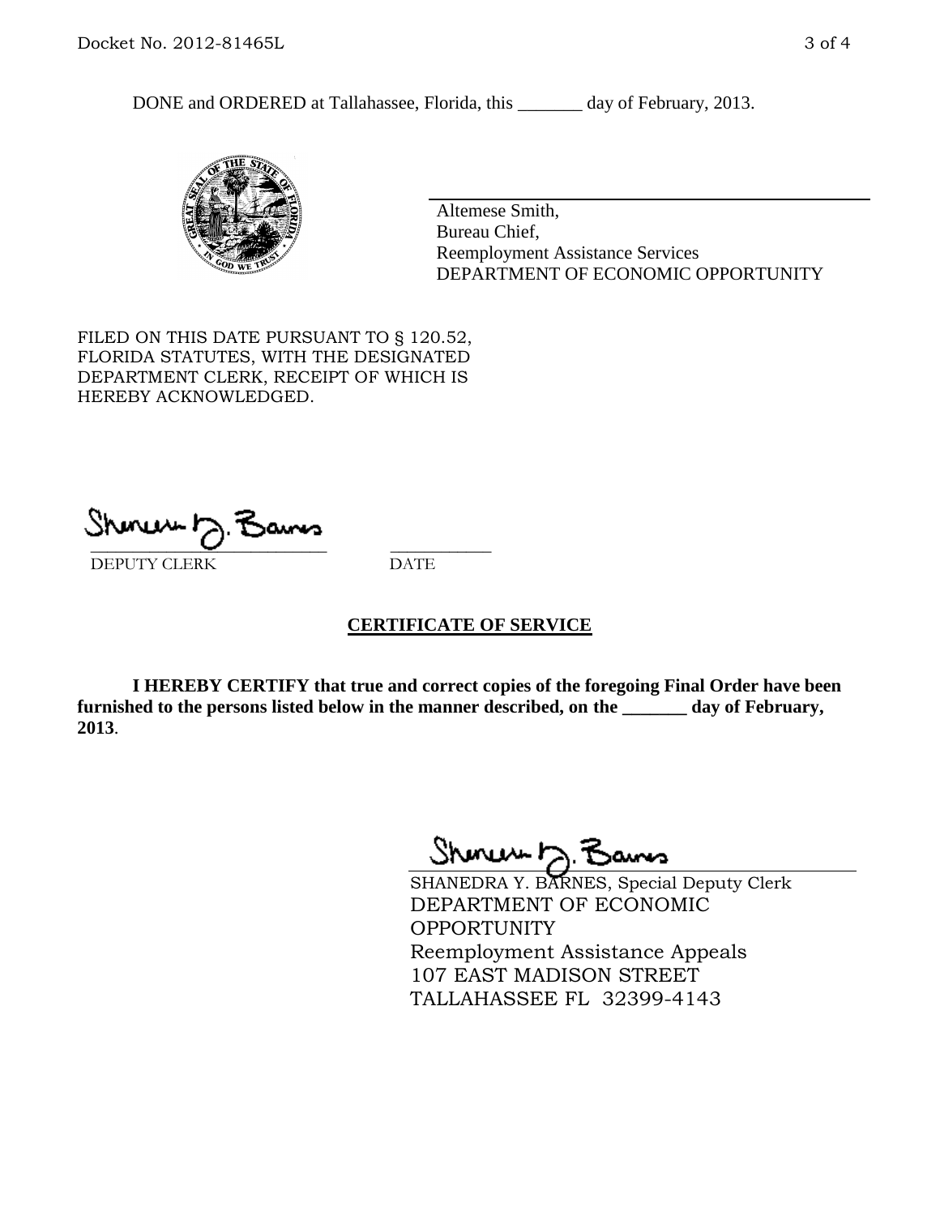DONE and ORDERED at Tallahassee, Florida, this _______ day of February, 2013.

Altemese Smith,
Bureau Chief,
Reemployment Assistance Services
DEPARTMENT OF ECONOMIC OPPORTUNITY

FILED ON THIS DATE PURSUANT TO § 120.52, FLORIDA STATUTES, WITH THE DESIGNATED DEPARTMENT CLERK, RECEIPT OF WHICH IS HEREBY ACKNOWLEDGED.

_____________________________ ___________
DEPUTY CLERK DATE

## CERTIFICATE OF SERVICE

**I HEREBY CERTIFY that true and correct copies of the foregoing Final Order have been furnished to the persons listed below in the manner described, on the _______ day of February, 2013**.

SHANEDRA Y. BARNES, Special Deputy Clerk
DEPARTMENT OF ECONOMIC OPPORTUNITY
Reemployment Assistance Appeals
107 EAST MADISON STREET
TALLAHASSEE FL 32399-4143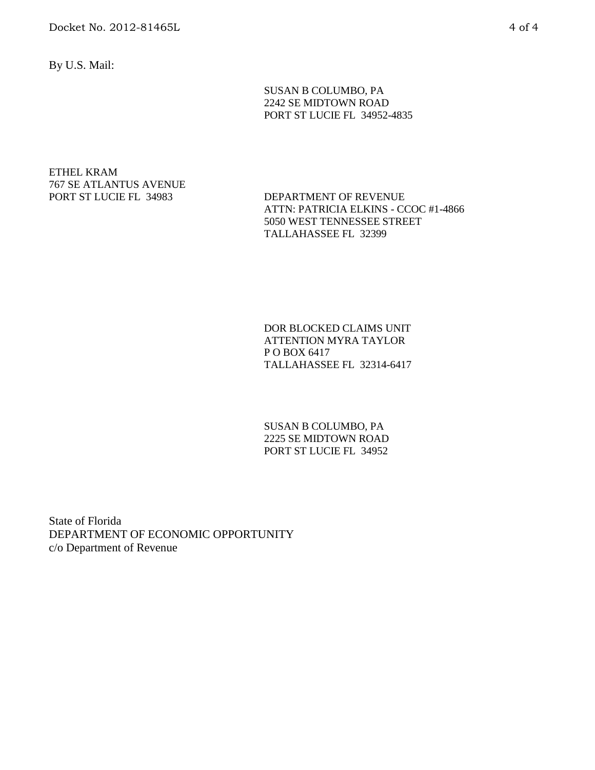By U.S. Mail:

SUSAN B COLUMBO, PA
2242 SE MIDTOWN ROAD
PORT ST LUCIE FL 34952-4835

ETHEL KRAM
767 SE ATLANTUS AVENUE
PORT ST LUCIE FL 34983

DEPARTMENT OF REVENUE
ATTN: PATRICIA ELKINS - CCOC #1-4866
5050 WEST TENNESSEE STREET
TALLAHASSEE FL 32399

DOR BLOCKED CLAIMS UNIT
ATTENTION MYRA TAYLOR
P O BOX 6417
TALLAHASSEE FL 32314-6417

SUSAN B COLUMBO, PA
2225 SE MIDTOWN ROAD
PORT ST LUCIE FL 34952

State of Florida
DEPARTMENT OF ECONOMIC OPPORTUNITY
c/o Department of Revenue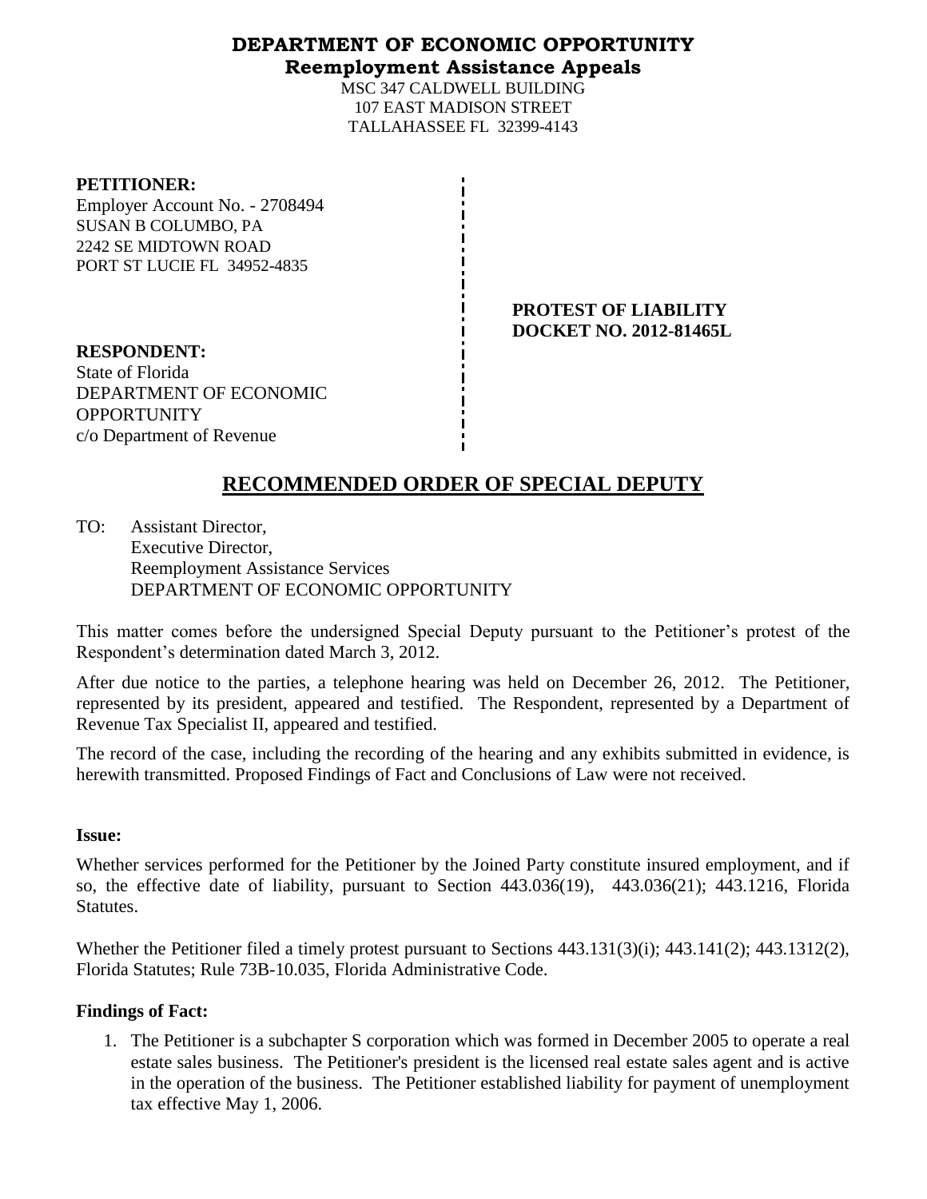# DEPARTMENT OF ECONOMIC OPPORTUNITY
## Reemployment Assistance Appeals

MSC 347 CALDWELL BUILDING
107 EAST MADISON STREET
TALLAHASSEE FL 32399-4143

**PETITIONER:**
Employer Account No. - 2708494
SUSAN B COLUMBO, PA
2242 SE MIDTOWN ROAD
PORT ST LUCIE FL 34952-4835

**PROTEST OF LIABILITY**
**DOCKET NO. 2012-81465L**

**RESPONDENT:**
State of Florida
DEPARTMENT OF ECONOMIC OPPORTUNITY
c/o Department of Revenue

# RECOMMENDED ORDER OF SPECIAL DEPUTY

TO: Assistant Director,
Executive Director,
Reemployment Assistance Services
DEPARTMENT OF ECONOMIC OPPORTUNITY

This matter comes before the undersigned Special Deputy pursuant to the Petitioner's protest of the Respondent's determination dated March 3, 2012.

After due notice to the parties, a telephone hearing was held on December 26, 2012. The Petitioner, represented by its president, appeared and testified. The Respondent, represented by a Department of Revenue Tax Specialist II, appeared and testified.

The record of the case, including the recording of the hearing and any exhibits submitted in evidence, is herewith transmitted. Proposed Findings of Fact and Conclusions of Law were not received.

**Issue:**

Whether services performed for the Petitioner by the Joined Party constitute insured employment, and if so, the effective date of liability, pursuant to Section 443.036(19), 443.036(21); 443.1216, Florida Statutes.

Whether the Petitioner filed a timely protest pursuant to Sections 443.131(3)(i); 443.141(2); 443.1312(2), Florida Statutes; Rule 73B-10.035, Florida Administrative Code.

**Findings of Fact:**

1. The Petitioner is a subchapter S corporation which was formed in December 2005 to operate a real estate sales business. The Petitioner's president is the licensed real estate sales agent and is active in the operation of the business. The Petitioner established liability for payment of unemployment tax effective May 1, 2006.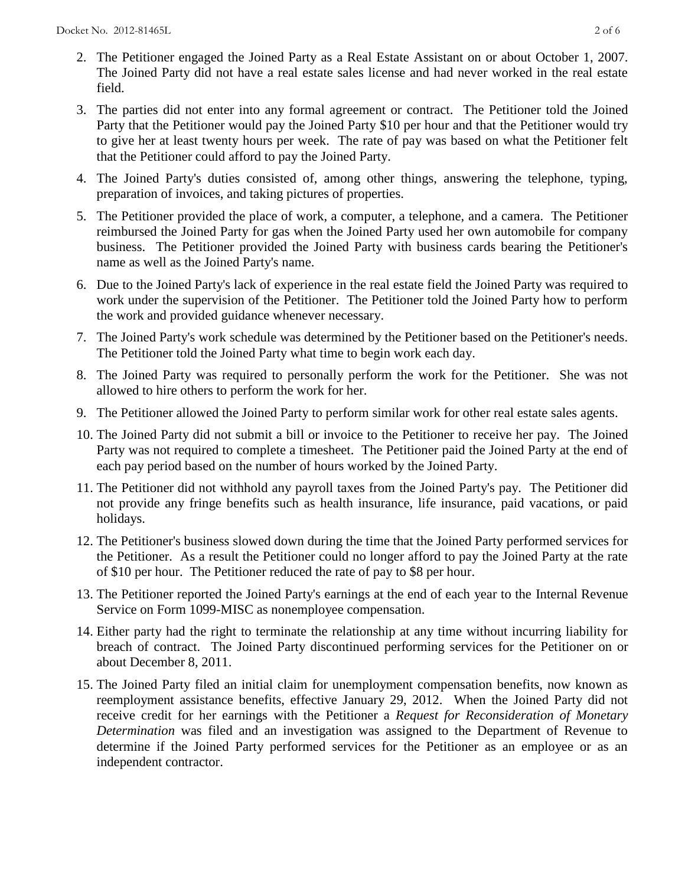2. The Petitioner engaged the Joined Party as a Real Estate Assistant on or about October 1, 2007. The Joined Party did not have a real estate sales license and had never worked in the real estate field.

3. The parties did not enter into any formal agreement or contract. The Petitioner told the Joined Party that the Petitioner would pay the Joined Party $10 per hour and that the Petitioner would try to give her at least twenty hours per week. The rate of pay was based on what the Petitioner felt that the Petitioner could afford to pay the Joined Party.

4. The Joined Party's duties consisted of, among other things, answering the telephone, typing, preparation of invoices, and taking pictures of properties.

5. The Petitioner provided the place of work, a computer, a telephone, and a camera. The Petitioner reimbursed the Joined Party for gas when the Joined Party used her own automobile for company business. The Petitioner provided the Joined Party with business cards bearing the Petitioner's name as well as the Joined Party's name.

6. Due to the Joined Party's lack of experience in the real estate field the Joined Party was required to work under the supervision of the Petitioner. The Petitioner told the Joined Party how to perform the work and provided guidance whenever necessary.

7. The Joined Party's work schedule was determined by the Petitioner based on the Petitioner's needs. The Petitioner told the Joined Party what time to begin work each day.

8. The Joined Party was required to personally perform the work for the Petitioner. She was not allowed to hire others to perform the work for her.

9. The Petitioner allowed the Joined Party to perform similar work for other real estate sales agents.

10. The Joined Party did not submit a bill or invoice to the Petitioner to receive her pay. The Joined Party was not required to complete a timesheet. The Petitioner paid the Joined Party at the end of each pay period based on the number of hours worked by the Joined Party.

11. The Petitioner did not withhold any payroll taxes from the Joined Party's pay. The Petitioner did not provide any fringe benefits such as health insurance, life insurance, paid vacations, or paid holidays.

12. The Petitioner's business slowed down during the time that the Joined Party performed services for the Petitioner. As a result the Petitioner could no longer afford to pay the Joined Party at the rate of $10 per hour. The Petitioner reduced the rate of pay to $8 per hour.

13. The Petitioner reported the Joined Party's earnings at the end of each year to the Internal Revenue Service on Form 1099-MISC as nonemployee compensation.

14. Either party had the right to terminate the relationship at any time without incurring liability for breach of contract. The Joined Party discontinued performing services for the Petitioner on or about December 8, 2011.

15. The Joined Party filed an initial claim for unemployment compensation benefits, now known as reemployment assistance benefits, effective January 29, 2012. When the Joined Party did not receive credit for her earnings with the Petitioner a *Request for Reconsideration of Monetary Determination* was filed and an investigation was assigned to the Department of Revenue to determine if the Joined Party performed services for the Petitioner as an employee or as an independent contractor.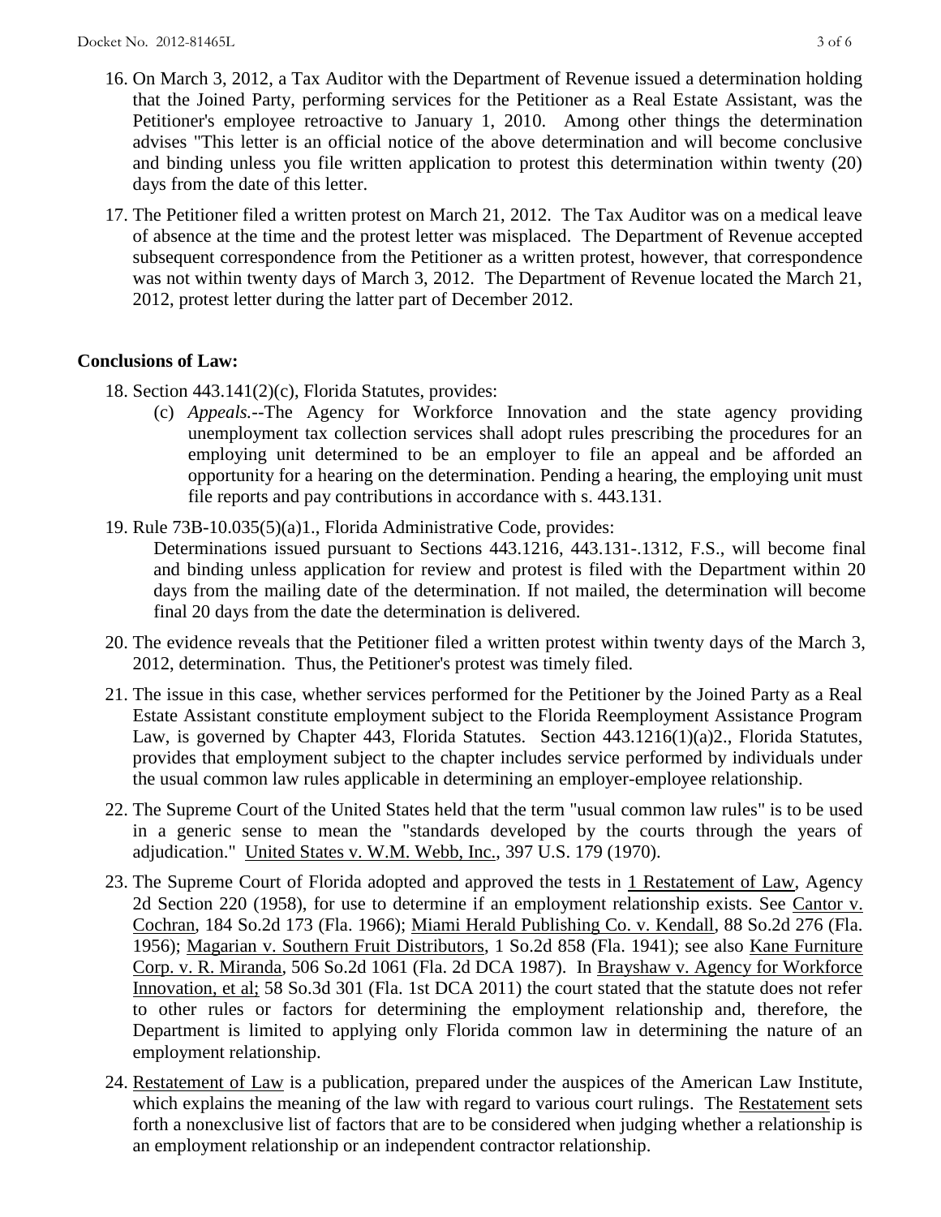16. On March 3, 2012, a Tax Auditor with the Department of Revenue issued a determination holding that the Joined Party, performing services for the Petitioner as a Real Estate Assistant, was the Petitioner's employee retroactive to January 1, 2010. Among other things the determination advises "This letter is an official notice of the above determination and will become conclusive and binding unless you file written application to protest this determination within twenty (20) days from the date of this letter.

17. The Petitioner filed a written protest on March 21, 2012. The Tax Auditor was on a medical leave of absence at the time and the protest letter was misplaced. The Department of Revenue accepted subsequent correspondence from the Petitioner as a written protest, however, that correspondence was not within twenty days of March 3, 2012. The Department of Revenue located the March 21, 2012, protest letter during the latter part of December 2012.

**Conclusions of Law:**

18. Section 443.141(2)(c), Florida Statutes, provides:
    (c) *Appeals.*--The Agency for Workforce Innovation and the state agency providing unemployment tax collection services shall adopt rules prescribing the procedures for an employing unit determined to be an employer to file an appeal and be afforded an opportunity for a hearing on the determination. Pending a hearing, the employing unit must file reports and pay contributions in accordance with s. 443.131.

19. Rule 73B-10.035(5)(a)1., Florida Administrative Code, provides:
    Determinations issued pursuant to Sections 443.1216, 443.131-.1312, F.S., will become final and binding unless application for review and protest is filed with the Department within 20 days from the mailing date of the determination. If not mailed, the determination will become final 20 days from the date the determination is delivered.

20. The evidence reveals that the Petitioner filed a written protest within twenty days of the March 3, 2012, determination. Thus, the Petitioner's protest was timely filed.

21. The issue in this case, whether services performed for the Petitioner by the Joined Party as a Real Estate Assistant constitute employment subject to the Florida Reemployment Assistance Program Law, is governed by Chapter 443, Florida Statutes. Section 443.1216(1)(a)2., Florida Statutes, provides that employment subject to the chapter includes service performed by individuals under the usual common law rules applicable in determining an employer-employee relationship.

22. The Supreme Court of the United States held that the term "usual common law rules" is to be used in a generic sense to mean the "standards developed by the courts through the years of adjudication." United States v. W.M. Webb, Inc., 397 U.S. 179 (1970).

23. The Supreme Court of Florida adopted and approved the tests in 1 Restatement of Law, Agency 2d Section 220 (1958), for use to determine if an employment relationship exists. See Cantor v. Cochran, 184 So.2d 173 (Fla. 1966); Miami Herald Publishing Co. v. Kendall, 88 So.2d 276 (Fla. 1956); Magarian v. Southern Fruit Distributors, 1 So.2d 858 (Fla. 1941); see also Kane Furniture Corp. v. R. Miranda, 506 So.2d 1061 (Fla. 2d DCA 1987). In Brayshaw v. Agency for Workforce Innovation, et al; 58 So.3d 301 (Fla. 1st DCA 2011) the court stated that the statute does not refer to other rules or factors for determining the employment relationship and, therefore, the Department is limited to applying only Florida common law in determining the nature of an employment relationship.

24. Restatement of Law is a publication, prepared under the auspices of the American Law Institute, which explains the meaning of the law with regard to various court rulings. The Restatement sets forth a nonexclusive list of factors that are to be considered when judging whether a relationship is an employment relationship or an independent contractor relationship.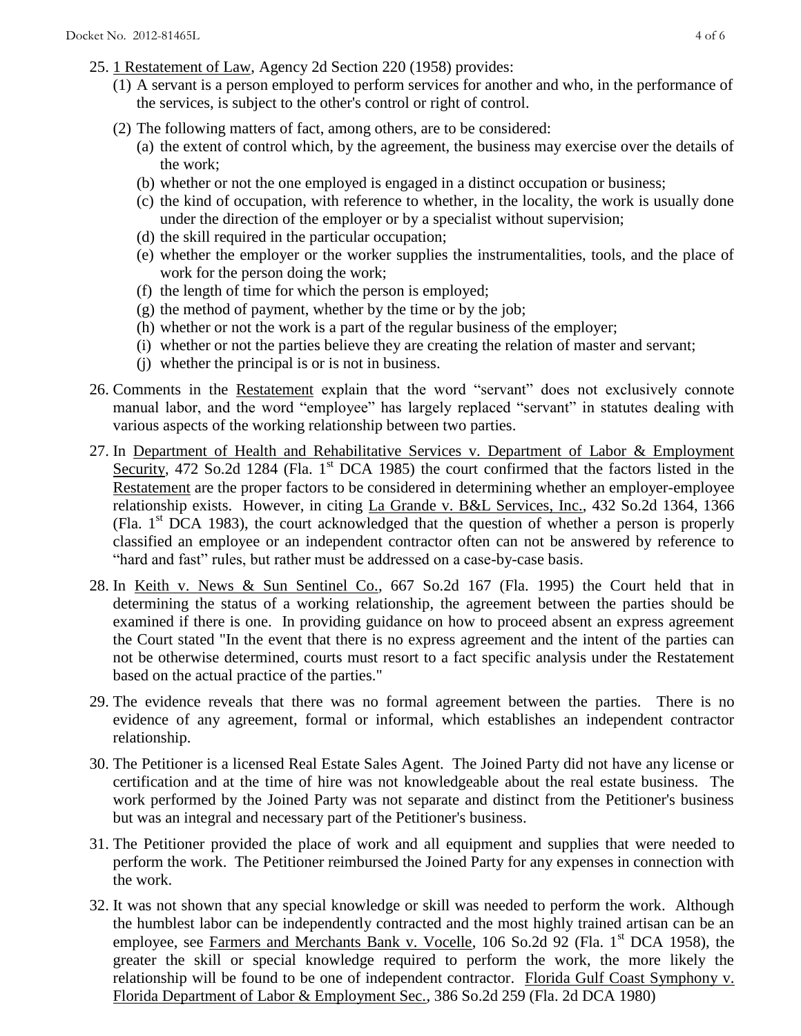25. 1 Restatement of Law, Agency 2d Section 220 (1958) provides:
    (1) A servant is a person employed to perform services for another and who, in the performance of the services, is subject to the other's control or right of control.
    (2) The following matters of fact, among others, are to be considered:
        (a) the extent of control which, by the agreement, the business may exercise over the details of the work;
        (b) whether or not the one employed is engaged in a distinct occupation or business;
        (c) the kind of occupation, with reference to whether, in the locality, the work is usually done under the direction of the employer or by a specialist without supervision;
        (d) the skill required in the particular occupation;
        (e) whether the employer or the worker supplies the instrumentalities, tools, and the place of work for the person doing the work;
        (f) the length of time for which the person is employed;
        (g) the method of payment, whether by the time or by the job;
        (h) whether or not the work is a part of the regular business of the employer;
        (i) whether or not the parties believe they are creating the relation of master and servant;
        (j) whether the principal is or is not in business.
26. Comments in the Restatement explain that the word "servant" does not exclusively connote manual labor, and the word "employee" has largely replaced "servant" in statutes dealing with various aspects of the working relationship between two parties.
27. In Department of Health and Rehabilitative Services v. Department of Labor & Employment Security, 472 So.2d 1284 (Fla. 1st DCA 1985) the court confirmed that the factors listed in the Restatement are the proper factors to be considered in determining whether an employer-employee relationship exists. However, in citing La Grande v. B&L Services, Inc., 432 So.2d 1364, 1366 (Fla. 1st DCA 1983), the court acknowledged that the question of whether a person is properly classified an employee or an independent contractor often can not be answered by reference to "hard and fast" rules, but rather must be addressed on a case-by-case basis.
28. In Keith v. News & Sun Sentinel Co., 667 So.2d 167 (Fla. 1995) the Court held that in determining the status of a working relationship, the agreement between the parties should be examined if there is one. In providing guidance on how to proceed absent an express agreement the Court stated "In the event that there is no express agreement and the intent of the parties can not be otherwise determined, courts must resort to a fact specific analysis under the Restatement based on the actual practice of the parties."
29. The evidence reveals that there was no formal agreement between the parties. There is no evidence of any agreement, formal or informal, which establishes an independent contractor relationship.
30. The Petitioner is a licensed Real Estate Sales Agent. The Joined Party did not have any license or certification and at the time of hire was not knowledgeable about the real estate business. The work performed by the Joined Party was not separate and distinct from the Petitioner's business but was an integral and necessary part of the Petitioner's business.
31. The Petitioner provided the place of work and all equipment and supplies that were needed to perform the work. The Petitioner reimbursed the Joined Party for any expenses in connection with the work.
32. It was not shown that any special knowledge or skill was needed to perform the work. Although the humblest labor can be independently contracted and the most highly trained artisan can be an employee, see Farmers and Merchants Bank v. Vocelle, 106 So.2d 92 (Fla. 1st DCA 1958), the greater the skill or special knowledge required to perform the work, the more likely the relationship will be found to be one of independent contractor. Florida Gulf Coast Symphony v. Florida Department of Labor & Employment Sec., 386 So.2d 259 (Fla. 2d DCA 1980)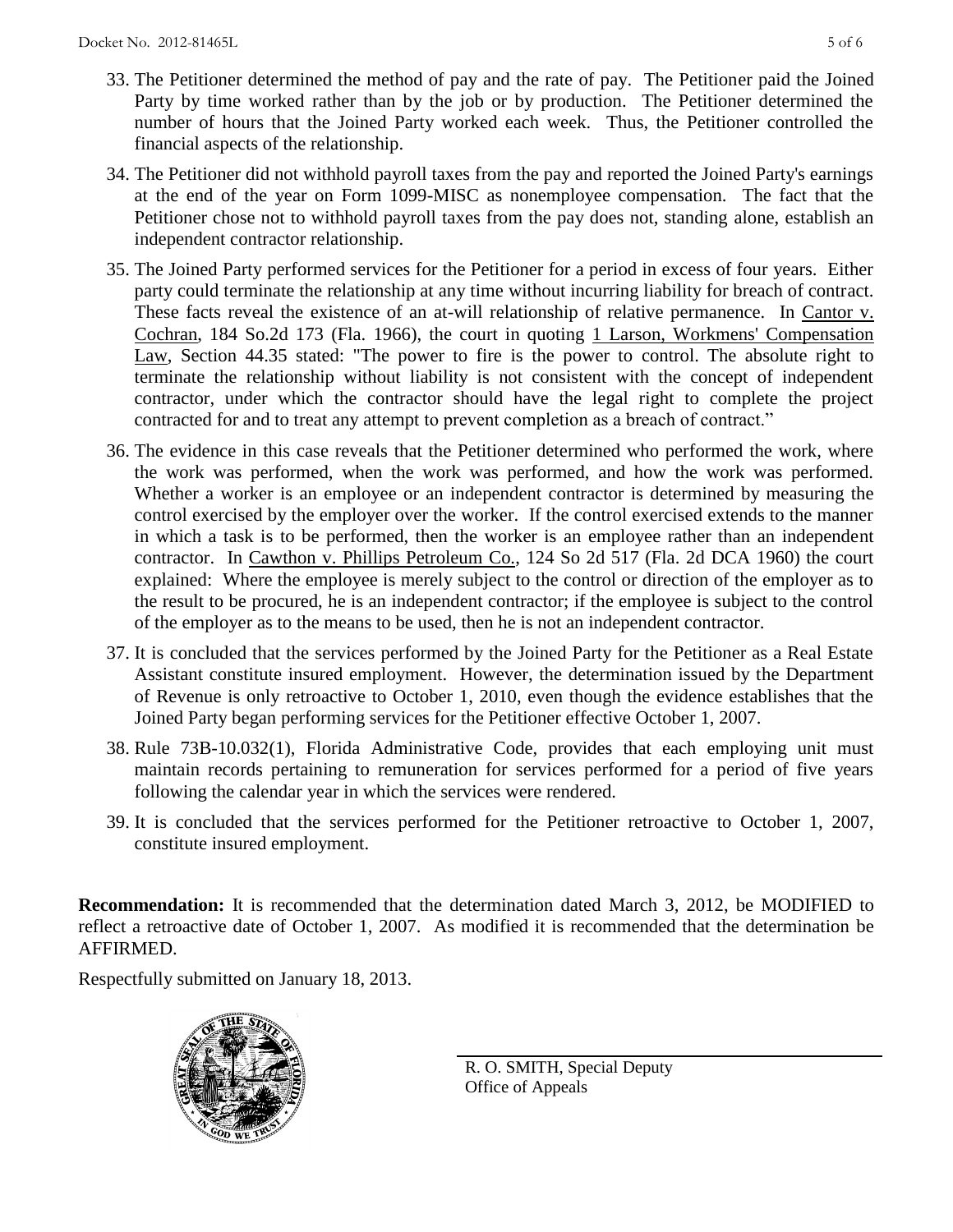33. The Petitioner determined the method of pay and the rate of pay. The Petitioner paid the Joined Party by time worked rather than by the job or by production. The Petitioner determined the number of hours that the Joined Party worked each week. Thus, the Petitioner controlled the financial aspects of the relationship.

34. The Petitioner did not withhold payroll taxes from the pay and reported the Joined Party's earnings at the end of the year on Form 1099-MISC as nonemployee compensation. The fact that the Petitioner chose not to withhold payroll taxes from the pay does not, standing alone, establish an independent contractor relationship.

35. The Joined Party performed services for the Petitioner for a period in excess of four years. Either party could terminate the relationship at any time without incurring liability for breach of contract. These facts reveal the existence of an at-will relationship of relative permanence. In Cantor v. Cochran, 184 So.2d 173 (Fla. 1966), the court in quoting 1 Larson, Workmens' Compensation Law, Section 44.35 stated: "The power to fire is the power to control. The absolute right to terminate the relationship without liability is not consistent with the concept of independent contractor, under which the contractor should have the legal right to complete the project contracted for and to treat any attempt to prevent completion as a breach of contract."

36. The evidence in this case reveals that the Petitioner determined who performed the work, where the work was performed, when the work was performed, and how the work was performed. Whether a worker is an employee or an independent contractor is determined by measuring the control exercised by the employer over the worker. If the control exercised extends to the manner in which a task is to be performed, then the worker is an employee rather than an independent contractor. In Cawthon v. Phillips Petroleum Co., 124 So 2d 517 (Fla. 2d DCA 1960) the court explained: Where the employee is merely subject to the control or direction of the employer as to the result to be procured, he is an independent contractor; if the employee is subject to the control of the employer as to the means to be used, then he is not an independent contractor.

37. It is concluded that the services performed by the Joined Party for the Petitioner as a Real Estate Assistant constitute insured employment. However, the determination issued by the Department of Revenue is only retroactive to October 1, 2010, even though the evidence establishes that the Joined Party began performing services for the Petitioner effective October 1, 2007.

38. Rule 73B-10.032(1), Florida Administrative Code, provides that each employing unit must maintain records pertaining to remuneration for services performed for a period of five years following the calendar year in which the services were rendered.

39. It is concluded that the services performed for the Petitioner retroactive to October 1, 2007, constitute insured employment.

**Recommendation:** It is recommended that the determination dated March 3, 2012, be MODIFIED to reflect a retroactive date of October 1, 2007. As modified it is recommended that the determination be AFFIRMED.

Respectfully submitted on January 18, 2013.

R. O. SMITH, Special Deputy
Office of Appeals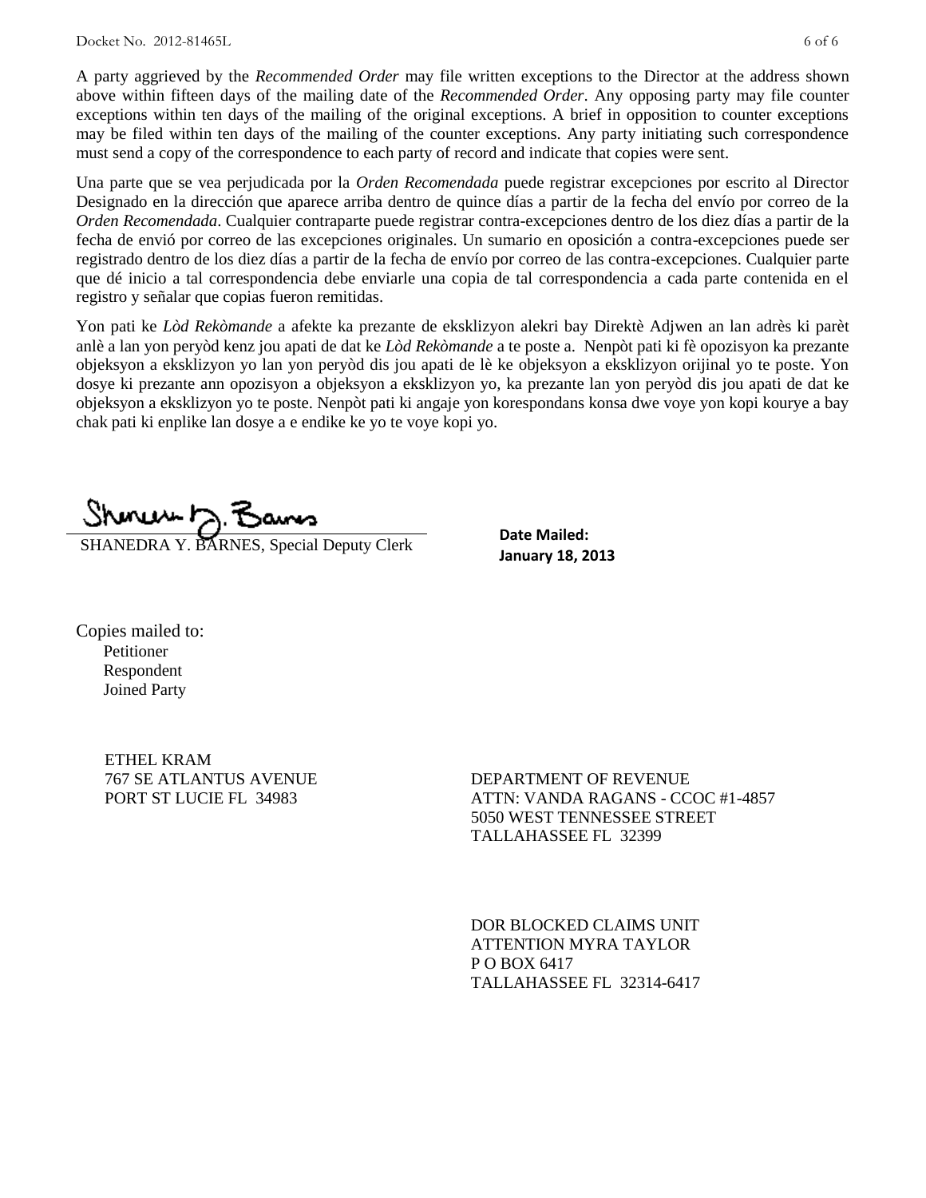A party aggrieved by the *Recommended Order* may file written exceptions to the Director at the address shown above within fifteen days of the mailing date of the *Recommended Order*. Any opposing party may file counter exceptions within ten days of the mailing of the original exceptions. A brief in opposition to counter exceptions may be filed within ten days of the mailing of the counter exceptions. Any party initiating such correspondence must send a copy of the correspondence to each party of record and indicate that copies were sent.

Una parte que se vea perjudicada por la *Orden Recomendada* puede registrar excepciones por escrito al Director Designado en la dirección que aparece arriba dentro de quince días a partir de la fecha del envío por correo de la *Orden Recomendada*. Cualquier contraparte puede registrar contra-excepciones dentro de los diez días a partir de la fecha de envió por correo de las excepciones originales. Un sumario en oposición a contra-excepciones puede ser registrado dentro de los diez días a partir de la fecha de envío por correo de las contra-excepciones. Cualquier parte que dé inicio a tal correspondencia debe enviarle una copia de tal correspondencia a cada parte contenida en el registro y señalar que copias fueron remitidas.

Yon pati ke *Lòd Rekòmande* a afekte ka prezante de eksklizyon alekri bay Direktè Adjwen an lan adrès ki parèt anlè a lan yon peryòd kenz jou apati de dat ke *Lòd Rekòmande* a te poste a. Nenpòt pati ki fè opozisyon ka prezante objeksyon a eksklizyon yo lan yon peryòd dis jou apati de lè ke objeksyon a eksklizyon orijinal yo te poste. Yon dosye ki prezante ann opozisyon a objeksyon a eksklizyon yo, ka prezante lan yon peryòd dis jou apati de dat ke objeksyon a eksklizyon yo te poste. Nenpòt pati ki angaje yon korespondans konsa dwe voye yon kopi kourye a bay chak pati ki enplike lan dosye a e endike ke yo te voye kopi yo.

SHANEDRA Y. BARNES, Special Deputy Clerk

**Date Mailed:**
**January 18, 2013**

Copies mailed to:
Petitioner
Respondent
Joined Party

ETHEL KRAM
767 SE ATLANTUS AVENUE
PORT ST LUCIE FL 34983

DEPARTMENT OF REVENUE
ATTN: VANDA RAGANS - CCOC #1-4857
5050 WEST TENNESSEE STREET
TALLAHASSEE FL 32399

DOR BLOCKED CLAIMS UNIT
ATTENTION MYRA TAYLOR
P O BOX 6417
TALLAHASSEE FL 32314-6417